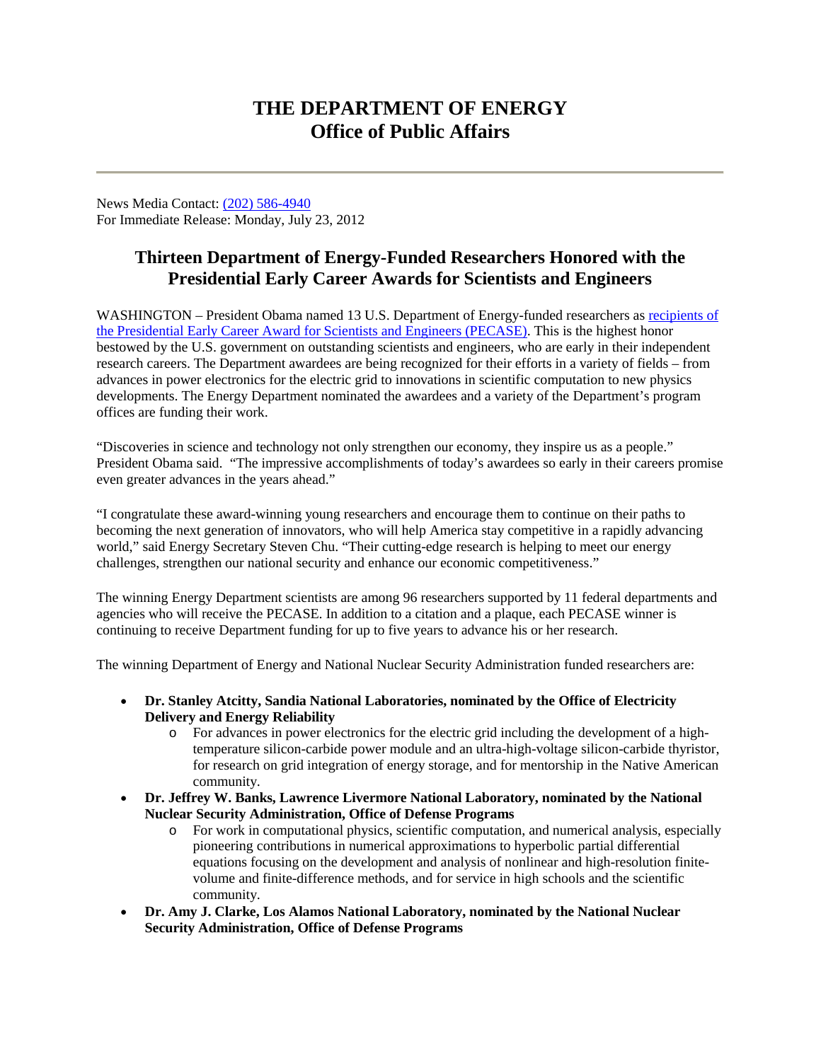# THE DEPARTMENT OF ENERGY
# Office of Public Affairs

---

News Media Contact: [(202) 586-4940](tel:2025864940)
For Immediate Release: Monday, July 23, 2012

## Thirteen Department of Energy-Funded Researchers Honored with the Presidential Early Career Awards for Scientists and Engineers

WASHINGTON – President Obama named 13 U.S. Department of Energy-funded researchers as [recipients of the Presidential Early Career Award for Scientists and Engineers (PECASE)](). This is the highest honor bestowed by the U.S. government on outstanding scientists and engineers, who are early in their independent research careers. The Department awardees are being recognized for their efforts in a variety of fields – from advances in power electronics for the electric grid to innovations in scientific computation to new physics developments. The Energy Department nominated the awardees and a variety of the Department's program offices are funding their work.

"Discoveries in science and technology not only strengthen our economy, they inspire us as a people." President Obama said. "The impressive accomplishments of today's awardees so early in their careers promise even greater advances in the years ahead."

"I congratulate these award-winning young researchers and encourage them to continue on their paths to becoming the next generation of innovators, who will help America stay competitive in a rapidly advancing world," said Energy Secretary Steven Chu. "Their cutting-edge research is helping to meet our energy challenges, strengthen our national security and enhance our economic competitiveness."

The winning Energy Department scientists are among 96 researchers supported by 11 federal departments and agencies who will receive the PECASE. In addition to a citation and a plaque, each PECASE winner is continuing to receive Department funding for up to five years to advance his or her research.

The winning Department of Energy and National Nuclear Security Administration funded researchers are:

- **Dr. Stanley Atcitty, Sandia National Laboratories, nominated by the Office of Electricity Delivery and Energy Reliability**
  - For advances in power electronics for the electric grid including the development of a high-temperature silicon-carbide power module and an ultra-high-voltage silicon-carbide thyristor, for research on grid integration of energy storage, and for mentorship in the Native American community.
- **Dr. Jeffrey W. Banks, Lawrence Livermore National Laboratory, nominated by the National Nuclear Security Administration, Office of Defense Programs**
  - For work in computational physics, scientific computation, and numerical analysis, especially pioneering contributions in numerical approximations to hyperbolic partial differential equations focusing on the development and analysis of nonlinear and high-resolution finite-volume and finite-difference methods, and for service in high schools and the scientific community.
- **Dr. Amy J. Clarke, Los Alamos National Laboratory, nominated by the National Nuclear Security Administration, Office of Defense Programs**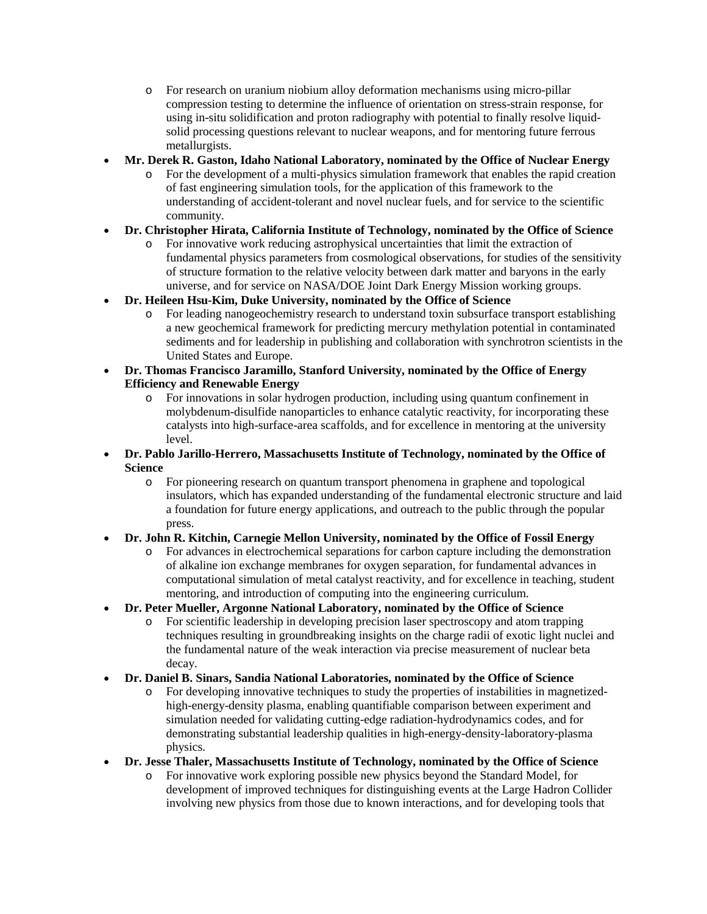- For research on uranium niobium alloy deformation mechanisms using micro-pillar compression testing to determine the influence of orientation on stress-strain response, for using in-situ solidification and proton radiography with potential to finally resolve liquid-solid processing questions relevant to nuclear weapons, and for mentoring future ferrous metallurgists.
- **Mr. Derek R. Gaston, Idaho National Laboratory, nominated by the Office of Nuclear Energy**
  - For the development of a multi-physics simulation framework that enables the rapid creation of fast engineering simulation tools, for the application of this framework to the understanding of accident-tolerant and novel nuclear fuels, and for service to the scientific community.
- **Dr. Christopher Hirata, California Institute of Technology, nominated by the Office of Science**
  - For innovative work reducing astrophysical uncertainties that limit the extraction of fundamental physics parameters from cosmological observations, for studies of the sensitivity of structure formation to the relative velocity between dark matter and baryons in the early universe, and for service on NASA/DOE Joint Dark Energy Mission working groups.
- **Dr. Heileen Hsu-Kim, Duke University, nominated by the Office of Science**
  - For leading nanogeochemistry research to understand toxin subsurface transport establishing a new geochemical framework for predicting mercury methylation potential in contaminated sediments and for leadership in publishing and collaboration with synchrotron scientists in the United States and Europe.
- **Dr. Thomas Francisco Jaramillo, Stanford University, nominated by the Office of Energy Efficiency and Renewable Energy**
  - For innovations in solar hydrogen production, including using quantum confinement in molybdenum-disulfide nanoparticles to enhance catalytic reactivity, for incorporating these catalysts into high-surface-area scaffolds, and for excellence in mentoring at the university level.
- **Dr. Pablo Jarillo-Herrero, Massachusetts Institute of Technology, nominated by the Office of Science**
  - For pioneering research on quantum transport phenomena in graphene and topological insulators, which has expanded understanding of the fundamental electronic structure and laid a foundation for future energy applications, and outreach to the public through the popular press.
- **Dr. John R. Kitchin, Carnegie Mellon University, nominated by the Office of Fossil Energy**
  - For advances in electrochemical separations for carbon capture including the demonstration of alkaline ion exchange membranes for oxygen separation, for fundamental advances in computational simulation of metal catalyst reactivity, and for excellence in teaching, student mentoring, and introduction of computing into the engineering curriculum.
- **Dr. Peter Mueller, Argonne National Laboratory, nominated by the Office of Science**
  - For scientific leadership in developing precision laser spectroscopy and atom trapping techniques resulting in groundbreaking insights on the charge radii of exotic light nuclei and the fundamental nature of the weak interaction via precise measurement of nuclear beta decay.
- **Dr. Daniel B. Sinars, Sandia National Laboratories, nominated by the Office of Science**
  - For developing innovative techniques to study the properties of instabilities in magnetized-high-energy-density plasma, enabling quantifiable comparison between experiment and simulation needed for validating cutting-edge radiation-hydrodynamics codes, and for demonstrating substantial leadership qualities in high-energy-density-laboratory-plasma physics.
- **Dr. Jesse Thaler, Massachusetts Institute of Technology, nominated by the Office of Science**
  - For innovative work exploring possible new physics beyond the Standard Model, for development of improved techniques for distinguishing events at the Large Hadron Collider involving new physics from those due to known interactions, and for developing tools that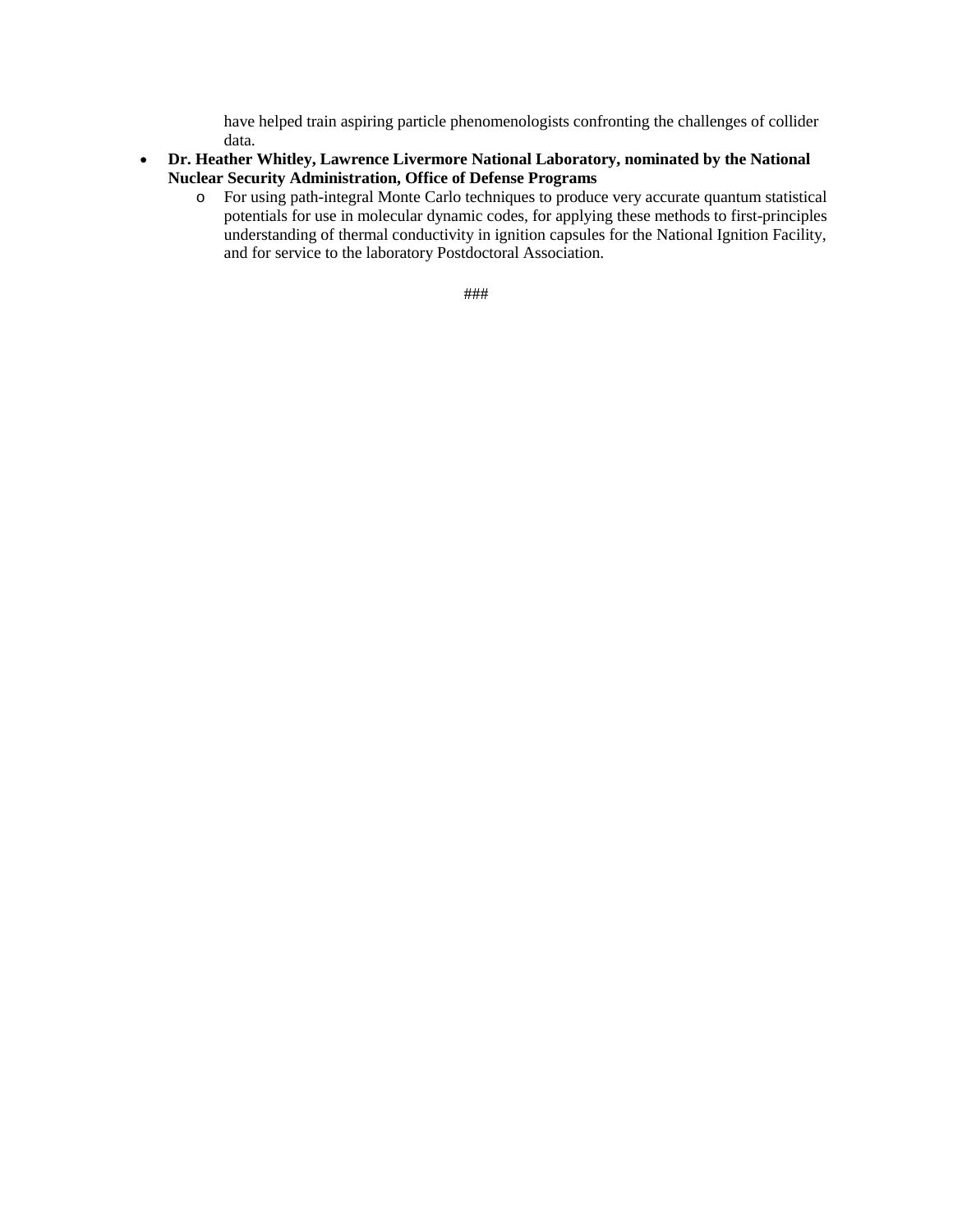have helped train aspiring particle phenomenologists confronting the challenges of collider data.

- **Dr. Heather Whitley, Lawrence Livermore National Laboratory, nominated by the National Nuclear Security Administration, Office of Defense Programs**
  - For using path-integral Monte Carlo techniques to produce very accurate quantum statistical potentials for use in molecular dynamic codes, for applying these methods to first-principles understanding of thermal conductivity in ignition capsules for the National Ignition Facility, and for service to the laboratory Postdoctoral Association.

###